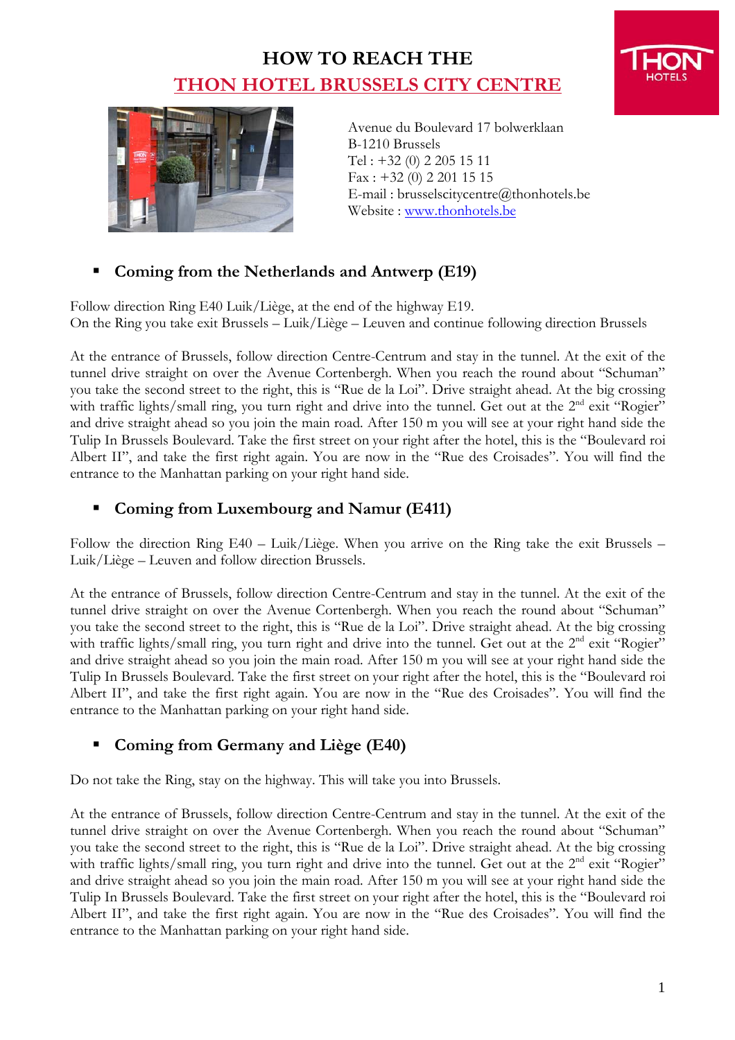# HOW TO REACH THE THON HOTEL BRUSSELS CITY CENTRE

Avenue du Boulevard 17 bolwerklaan
B-1210 Brussels
Tel : +32 (0) 2 205 15 11
Fax : +32 (0) 2 201 15 15
E-mail : brusselscitycentre@thonhotels.be
Website : www.thonhotels.be

## Coming from the Netherlands and Antwerp (E19)

Follow direction Ring E40 Luik/Liège, at the end of the highway E19.
On the Ring you take exit Brussels – Luik/Liège – Leuven and continue following direction Brussels

At the entrance of Brussels, follow direction Centre-Centrum and stay in the tunnel. At the exit of the tunnel drive straight on over the Avenue Cortenbergh. When you reach the round about "Schuman" you take the second street to the right, this is "Rue de la Loi". Drive straight ahead. At the big crossing with traffic lights/small ring, you turn right and drive into the tunnel. Get out at the 2nd exit "Rogier" and drive straight ahead so you join the main road. After 150 m you will see at your right hand side the Tulip In Brussels Boulevard. Take the first street on your right after the hotel, this is the "Boulevard roi Albert II", and take the first right again. You are now in the "Rue des Croisades". You will find the entrance to the Manhattan parking on your right hand side.

## Coming from Luxembourg and Namur (E411)

Follow the direction Ring E40 – Luik/Liège. When you arrive on the Ring take the exit Brussels – Luik/Liège – Leuven and follow direction Brussels.

At the entrance of Brussels, follow direction Centre-Centrum and stay in the tunnel. At the exit of the tunnel drive straight on over the Avenue Cortenbergh. When you reach the round about "Schuman" you take the second street to the right, this is "Rue de la Loi". Drive straight ahead. At the big crossing with traffic lights/small ring, you turn right and drive into the tunnel. Get out at the 2nd exit "Rogier" and drive straight ahead so you join the main road. After 150 m you will see at your right hand side the Tulip In Brussels Boulevard. Take the first street on your right after the hotel, this is the "Boulevard roi Albert II", and take the first right again. You are now in the "Rue des Croisades". You will find the entrance to the Manhattan parking on your right hand side.

## Coming from Germany and Liège (E40)

Do not take the Ring, stay on the highway. This will take you into Brussels.

At the entrance of Brussels, follow direction Centre-Centrum and stay in the tunnel. At the exit of the tunnel drive straight on over the Avenue Cortenbergh. When you reach the round about "Schuman" you take the second street to the right, this is "Rue de la Loi". Drive straight ahead. At the big crossing with traffic lights/small ring, you turn right and drive into the tunnel. Get out at the 2nd exit "Rogier" and drive straight ahead so you join the main road. After 150 m you will see at your right hand side the Tulip In Brussels Boulevard. Take the first street on your right after the hotel, this is the "Boulevard roi Albert II", and take the first right again. You are now in the "Rue des Croisades". You will find the entrance to the Manhattan parking on your right hand side.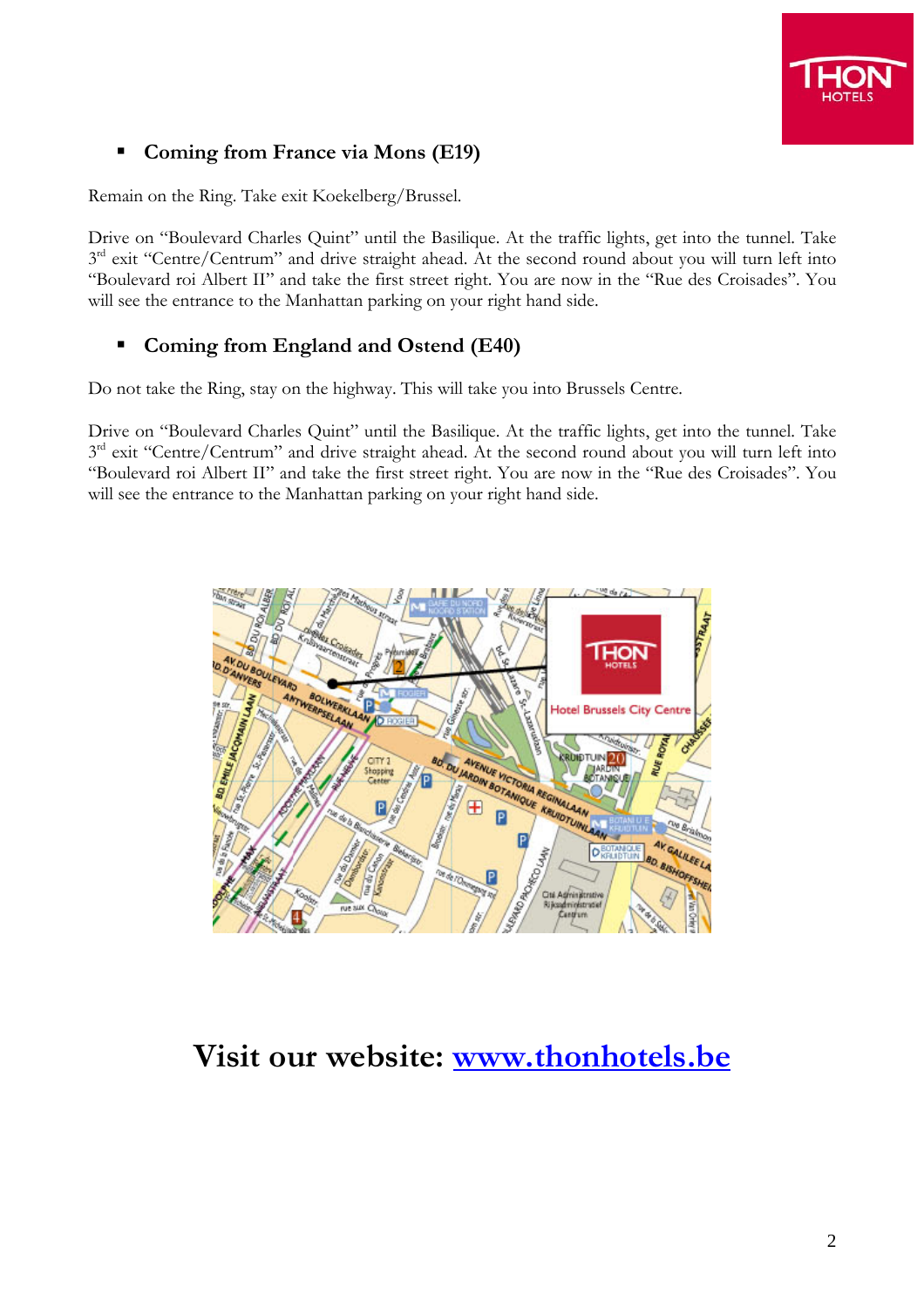- **Coming from France via Mons (E19)**

Remain on the Ring. Take exit Koekelberg/Brussel.

Drive on "Boulevard Charles Quint" until the Basilique. At the traffic lights, get into the tunnel. Take 3rd exit "Centre/Centrum" and drive straight ahead. At the second round about you will turn left into "Boulevard roi Albert II" and take the first street right. You are now in the "Rue des Croisades". You will see the entrance to the Manhattan parking on your right hand side.

- **Coming from England and Ostend (E40)**

Do not take the Ring, stay on the highway. This will take you into Brussels Centre.

Drive on "Boulevard Charles Quint" until the Basilique. At the traffic lights, get into the tunnel. Take 3rd exit "Centre/Centrum" and drive straight ahead. At the second round about you will turn left into "Boulevard roi Albert II" and take the first street right. You are now in the "Rue des Croisades". You will see the entrance to the Manhattan parking on your right hand side.

# Visit our website: [www.thonhotels.be](http://www.thonhotels.be)